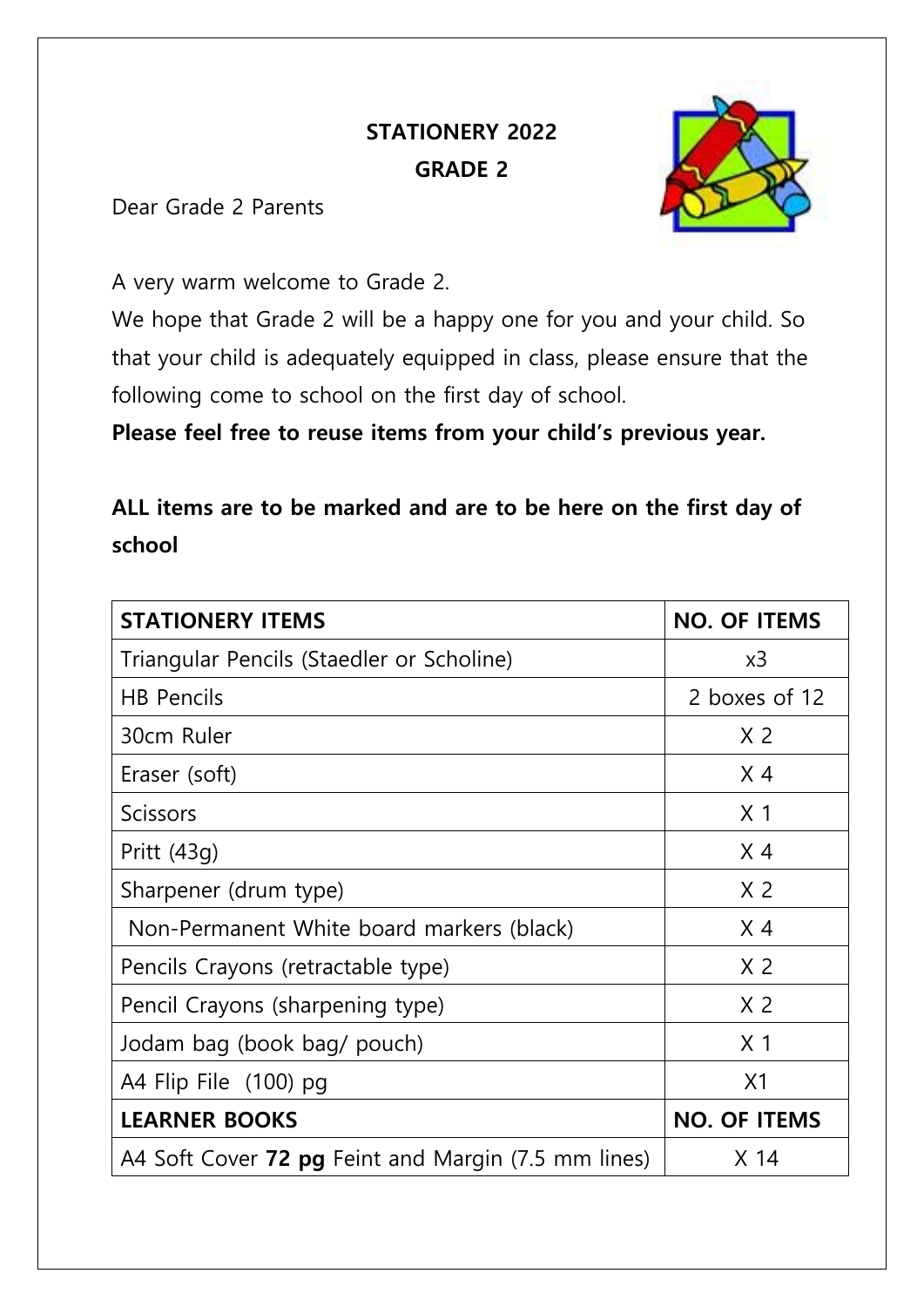**STATIONERY 2022**

**GRADE 2**

Dear Grade 2 Parents

A very warm welcome to Grade 2.

We hope that Grade 2 will be a happy one for you and your child. So that your child is adequately equipped in class, please ensure that the following come to school on the first day of school.

**Please feel free to reuse items from your child's previous year.**

**ALL items are to be marked and are to be here on the first day of school**

| **STATIONERY ITEMS** | **NO. OF ITEMS** |
|---|---|
| Triangular Pencils (Staedler or Scholine) | x3 |
| HB Pencils | 2 boxes of 12 |
| 30cm Ruler | X 2 |
| Eraser (soft) | X 4 |
| Scissors | X 1 |
| Pritt (43g) | X 4 |
| Sharpener (drum type) | X 2 |
| Non-Permanent White board markers (black) | X 4 |
| Pencils Crayons (retractable type) | X 2 |
| Pencil Crayons (sharpening type) | X 2 |
| Jodam bag (book bag/ pouch) | X 1 |
| A4 Flip File (100) pg | X1 |
| **LEARNER BOOKS** | **NO. OF ITEMS** |
| A4 Soft Cover **72 pg** Feint and Margin (7.5 mm lines) | X 14 |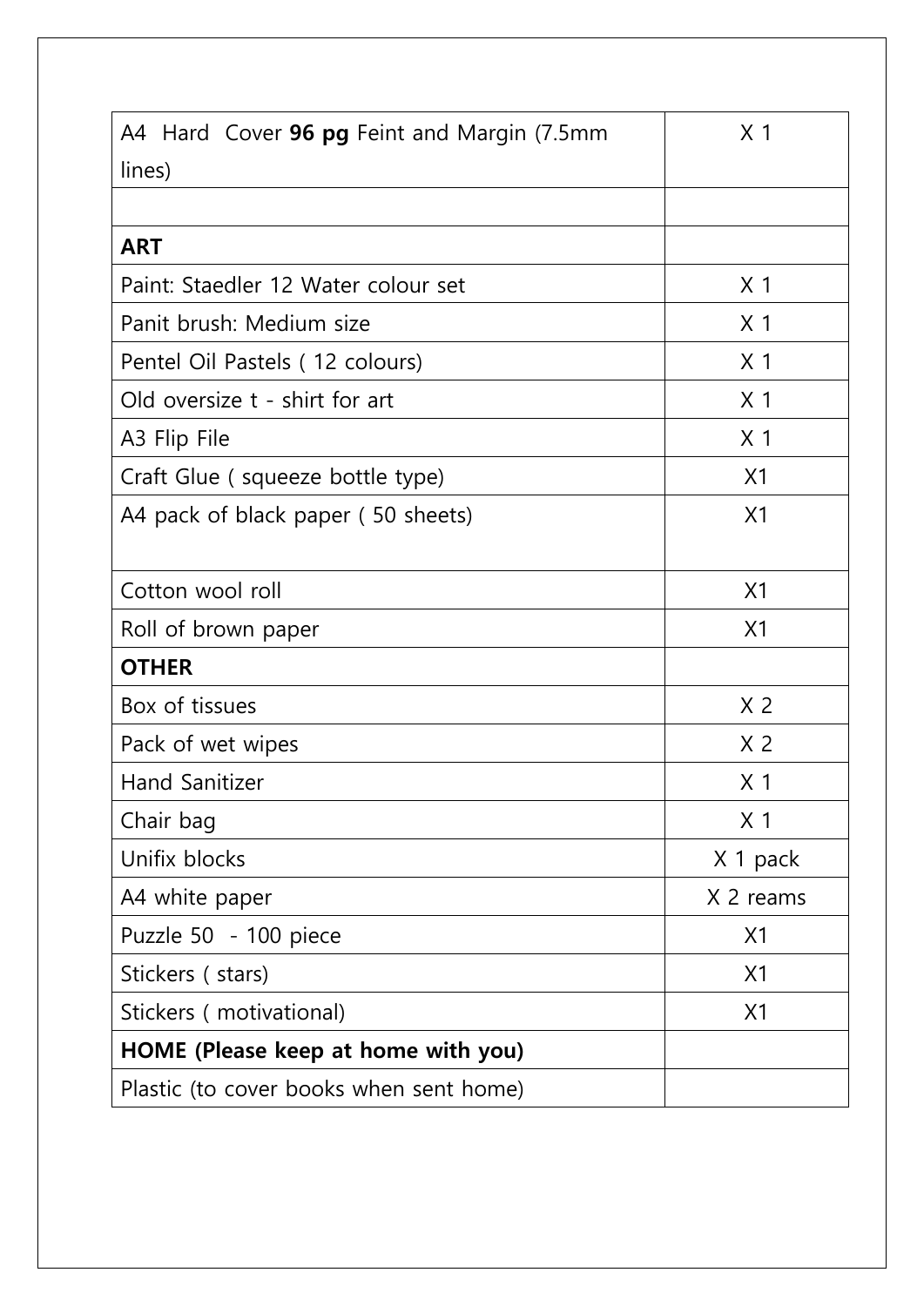| | |
|---|---|
| A4 Hard Cover **96 pg** Feint and Margin (7.5mm lines) | X 1 |
| | |
| **ART** | |
| Paint: Staedler 12 Water colour set | X 1 |
| Panit brush: Medium size | X 1 |
| Pentel Oil Pastels ( 12 colours) | X 1 |
| Old oversize t - shirt for art | X 1 |
| A3 Flip File | X 1 |
| Craft Glue ( squeeze bottle type) | X1 |
| A4 pack of black paper ( 50 sheets) | X1 |
| Cotton wool roll | X1 |
| Roll of brown paper | X1 |
| **OTHER** | |
| Box of tissues | X 2 |
| Pack of wet wipes | X 2 |
| Hand Sanitizer | X 1 |
| Chair bag | X 1 |
| Unifix blocks | X 1 pack |
| A4 white paper | X 2 reams |
| Puzzle 50 - 100 piece | X1 |
| Stickers ( stars) | X1 |
| Stickers ( motivational) | X1 |
| **HOME (Please keep at home with you)** | |
| Plastic (to cover books when sent home) | |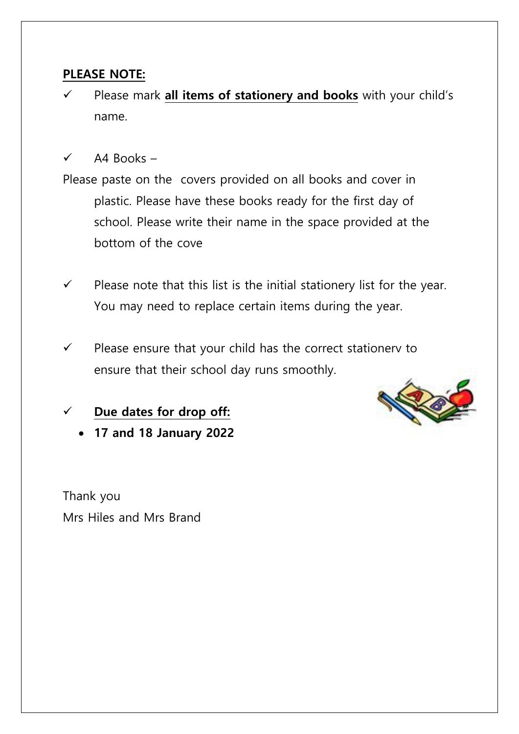**PLEASE NOTE:**

- ✓ Please mark **all items of stationery and books** with your child's name.

- ✓ A4 Books –

Please paste on the covers provided on all books and cover in plastic. Please have these books ready for the first day of school. Please write their name in the space provided at the bottom of the cove

- ✓ Please note that this list is the initial stationery list for the year. You may need to replace certain items during the year.

- ✓ Please ensure that your child has the correct stationerv to ensure that their school day runs smoothly.

- ✓ **Due dates for drop off:**
  - **17 and 18 January 2022**

Thank you
Mrs Hiles and Mrs Brand